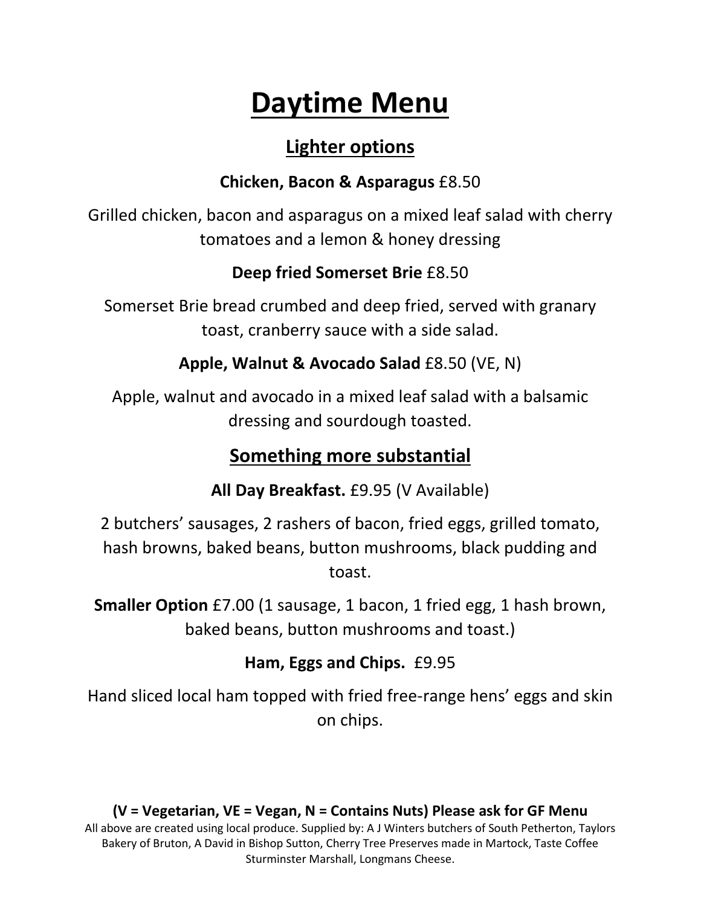# Daytime Menu

## Lighter options

**Chicken, Bacon & Asparagus** £8.50

Grilled chicken, bacon and asparagus on a mixed leaf salad with cherry tomatoes and a lemon & honey dressing

**Deep fried Somerset Brie** £8.50

Somerset Brie bread crumbed and deep fried, served with granary toast, cranberry sauce with a side salad.

**Apple, Walnut & Avocado Salad** £8.50 (VE, N)

Apple, walnut and avocado in a mixed leaf salad with a balsamic dressing and sourdough toasted.

## Something more substantial

**All Day Breakfast.** £9.95 (V Available)

2 butchers' sausages, 2 rashers of bacon, fried eggs, grilled tomato, hash browns, baked beans, button mushrooms, black pudding and toast.

**Smaller Option** £7.00 (1 sausage, 1 bacon, 1 fried egg, 1 hash brown, baked beans, button mushrooms and toast.)

**Ham, Eggs and Chips.** £9.95

Hand sliced local ham topped with fried free-range hens' eggs and skin on chips.

**(V = Vegetarian, VE = Vegan, N = Contains Nuts) Please ask for GF Menu**

All above are created using local produce. Supplied by: A J Winters butchers of South Petherton, Taylors Bakery of Bruton, A David in Bishop Sutton, Cherry Tree Preserves made in Martock, Taste Coffee Sturminster Marshall, Longmans Cheese.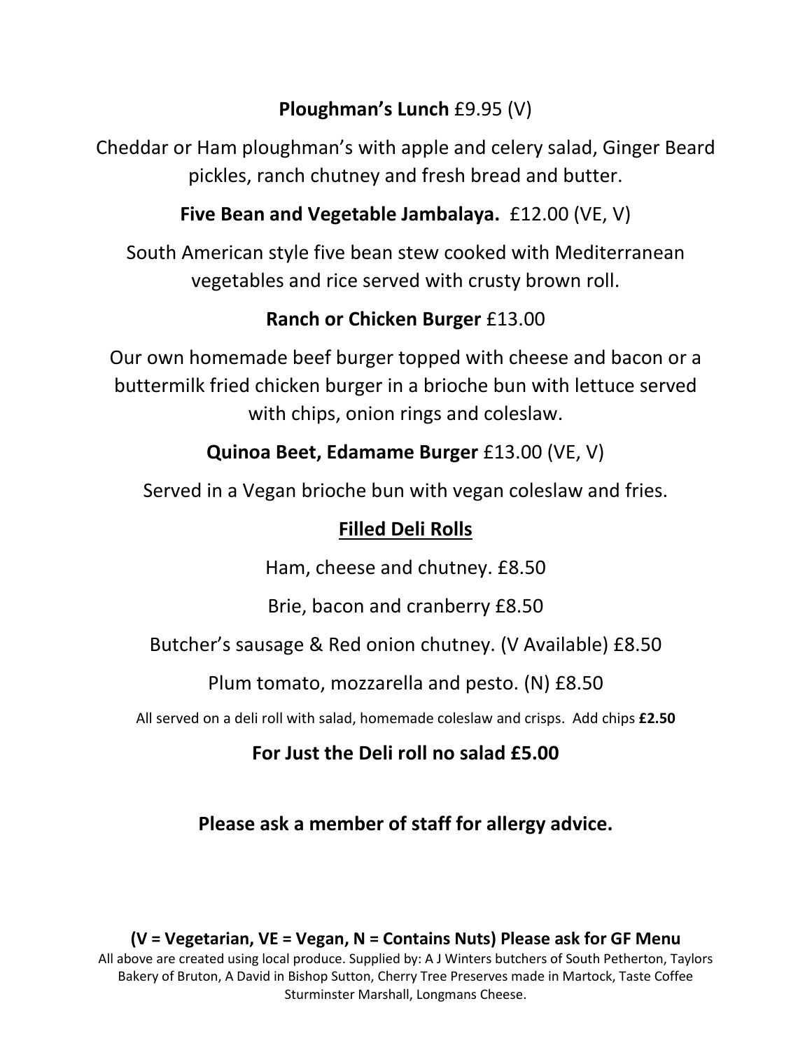**Ploughman's Lunch** £9.95 (V)

Cheddar or Ham ploughman's with apple and celery salad, Ginger Beard pickles, ranch chutney and fresh bread and butter.

**Five Bean and Vegetable Jambalaya.** £12.00 (VE, V)

South American style five bean stew cooked with Mediterranean vegetables and rice served with crusty brown roll.

**Ranch or Chicken Burger** £13.00

Our own homemade beef burger topped with cheese and bacon or a buttermilk fried chicken burger in a brioche bun with lettuce served with chips, onion rings and coleslaw.

**Quinoa Beet, Edamame Burger** £13.00 (VE, V)

Served in a Vegan brioche bun with vegan coleslaw and fries.

**<u>Filled Deli Rolls</u>**

Ham, cheese and chutney. £8.50

Brie, bacon and cranberry £8.50

Butcher's sausage & Red onion chutney. (V Available) £8.50

Plum tomato, mozzarella and pesto. (N) £8.50

All served on a deli roll with salad, homemade coleslaw and crisps. Add chips **£2.50**

**For Just the Deli roll no salad £5.00**

**Please ask a member of staff for allergy advice.**

**(V = Vegetarian, VE = Vegan, N = Contains Nuts) Please ask for GF Menu**

All above are created using local produce. Supplied by: A J Winters butchers of South Petherton, Taylors Bakery of Bruton, A David in Bishop Sutton, Cherry Tree Preserves made in Martock, Taste Coffee Sturminster Marshall, Longmans Cheese.